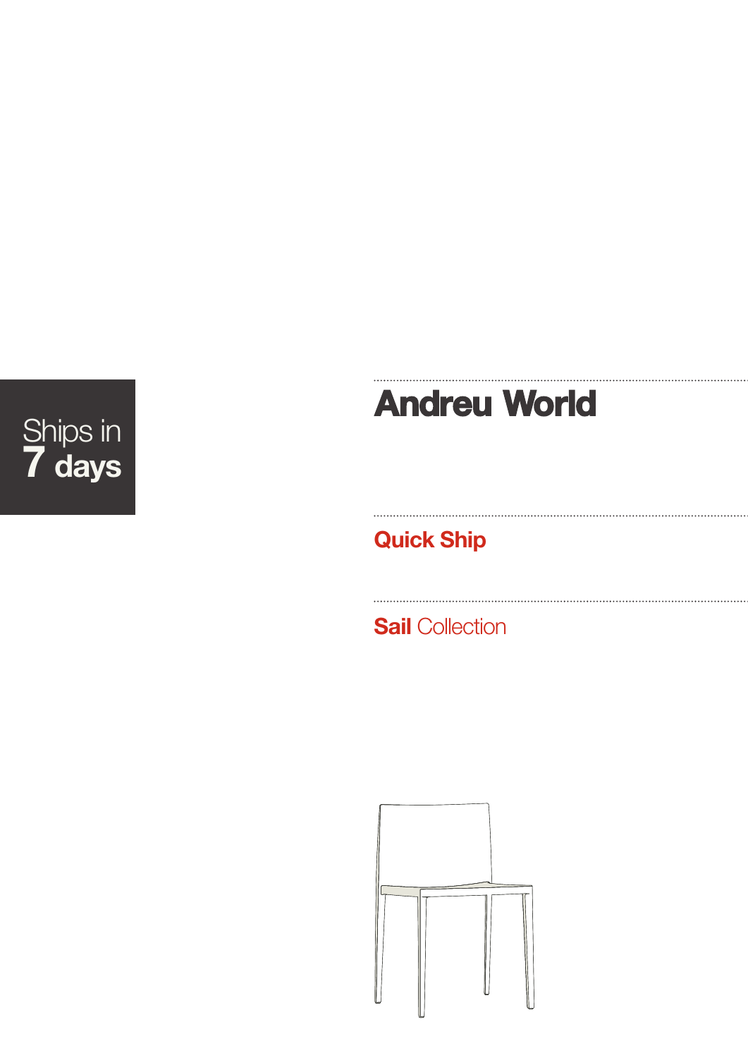Ships in
**7 days**

# Andreu World

## Quick Ship

## **Sail** Collection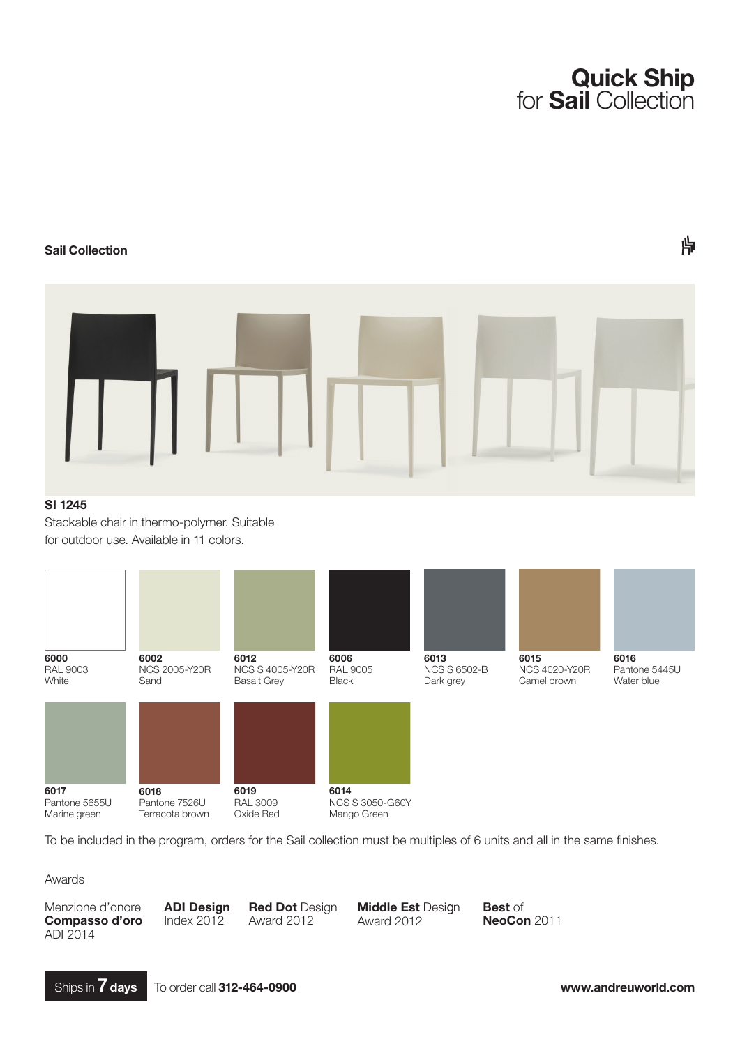# **Quick Ship** for **Sail** Collection

## Sail Collection

**SI 1245**

Stackable chair in thermo-polymer. Suitable for outdoor use. Available in 11 colors.

**6000**
RAL 9003
White

**6002**
NCS 2005-Y20R
Sand

**6012**
NCS S 4005-Y20R
Basalt Grey

**6006**
RAL 9005
Black

**6013**
NCS S 6502-B
Dark grey

**6015**
NCS 4020-Y20R
Camel brown

**6016**
Pantone 5445U
Water blue

**6017**
Pantone 5655U
Marine green

**6018**
Pantone 7526U
Terracota brown

**6019**
RAL 3009
Oxide Red

**6014**
NCS S 3050-G60Y
Mango Green

To be included in the program, orders for the Sail collection must be multiples of 6 units and all in the same finishes.

Awards

Menzione d'onore **Compasso d'oro** ADI 2014

**ADI Design** Index 2012

**Red Dot** Design Award 2012

**Middle Est** Design Award 2012

**Best** of **NeoCon** 2011

Ships in **7 days** To order call **312-464-0900** **www.andreuworld.com**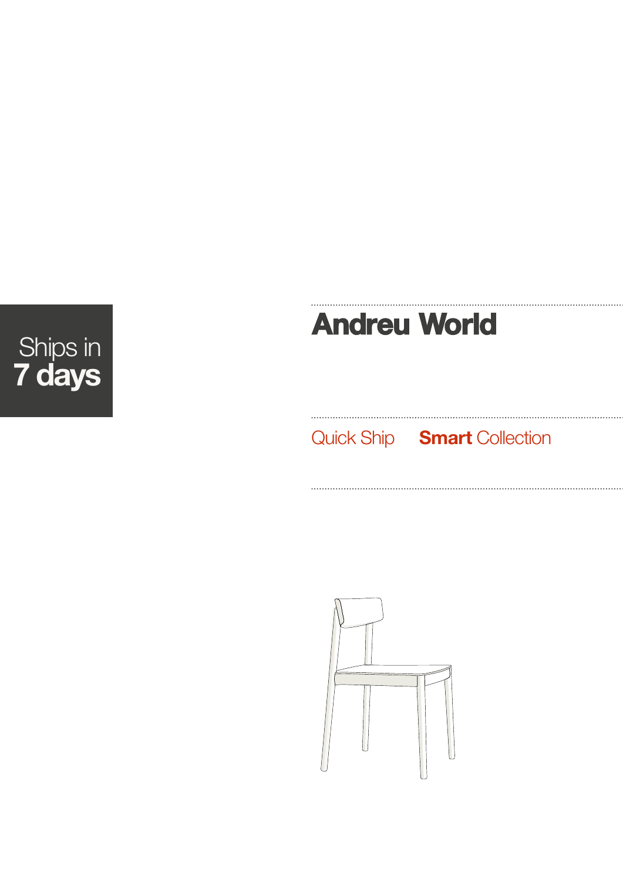Ships in
**7 days**

# Andreu World

Quick Ship **Smart** Collection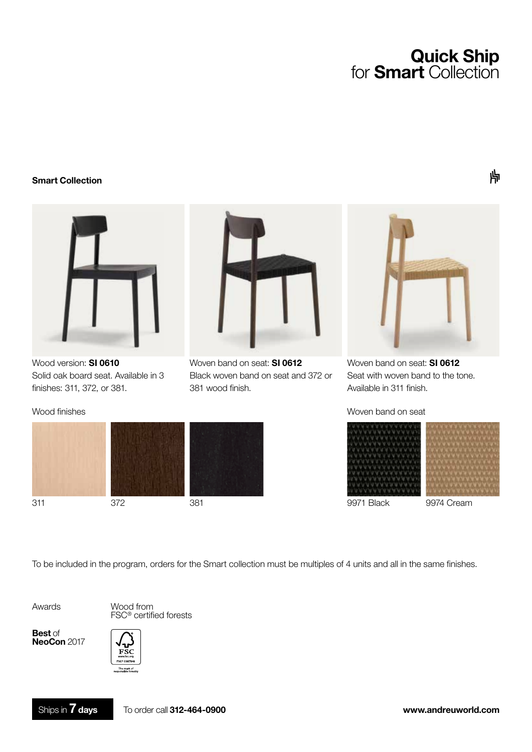# **Quick Ship** for **Smart** Collection

**Smart Collection**

Wood version: **SI 0610**
Solid oak board seat. Available in 3 finishes: 311, 372, or 381.

Woven band on seat: **SI 0612**
Black woven band on seat and 372 or 381 wood finish.

Woven band on seat: **SI 0612**
Seat with woven band to the tone. Available in 311 finish.

Wood finishes

311 | 372 | 381

Woven band on seat

9971 Black | 9974 Cream

To be included in the program, orders for the Smart collection must be multiples of 4 units and all in the same finishes.

Awards

**Best** of **NeoCon** 2017

Wood from FSC® certified forests

Ships in **7 days**

To order call **312-464-0900**

**www.andreuworld.com**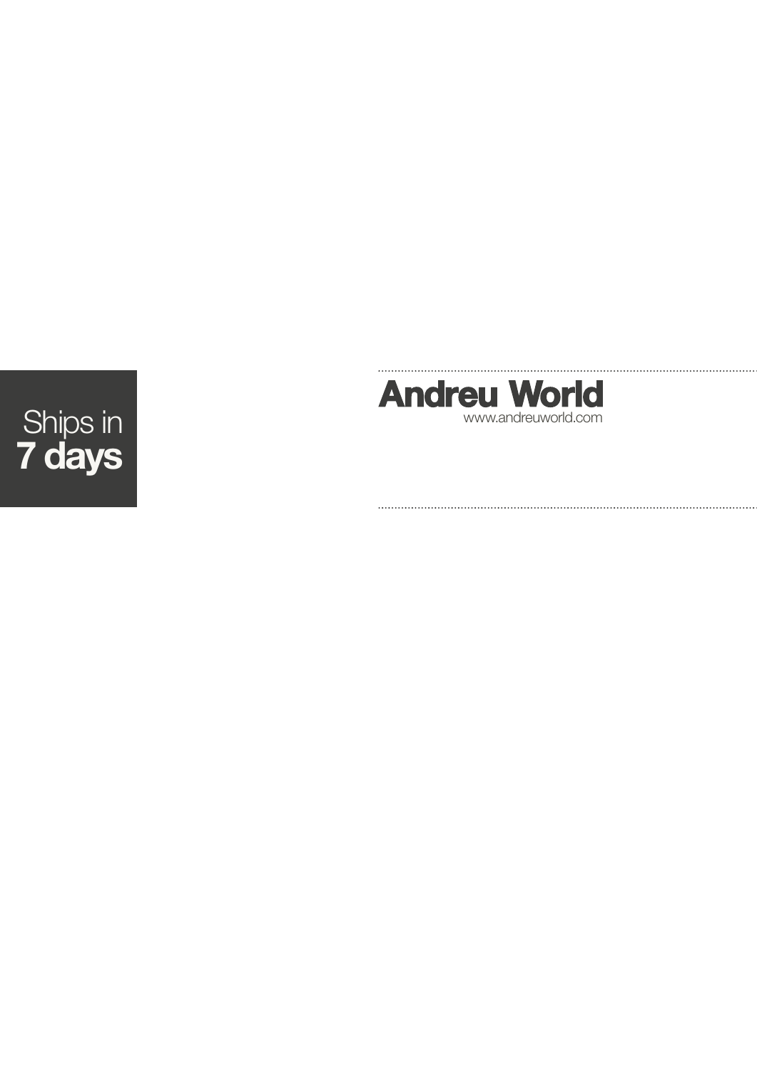Ships in
**7 days**

**Andreu World**
www.andreuworld.com